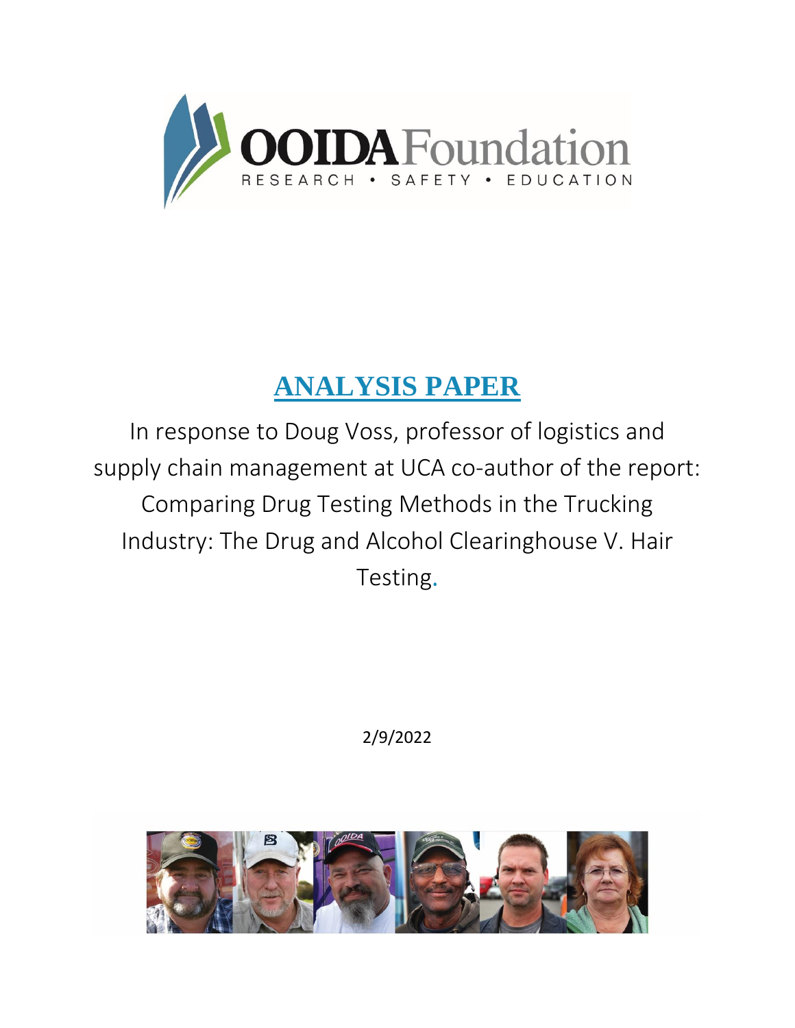OOIDA Foundation

RESEARCH • SAFETY • EDUCATION

# ANALYSIS PAPER

In response to Doug Voss, professor of logistics and supply chain management at UCA co-author of the report: Comparing Drug Testing Methods in the Trucking Industry: The Drug and Alcohol Clearinghouse V. Hair Testing.

2/9/2022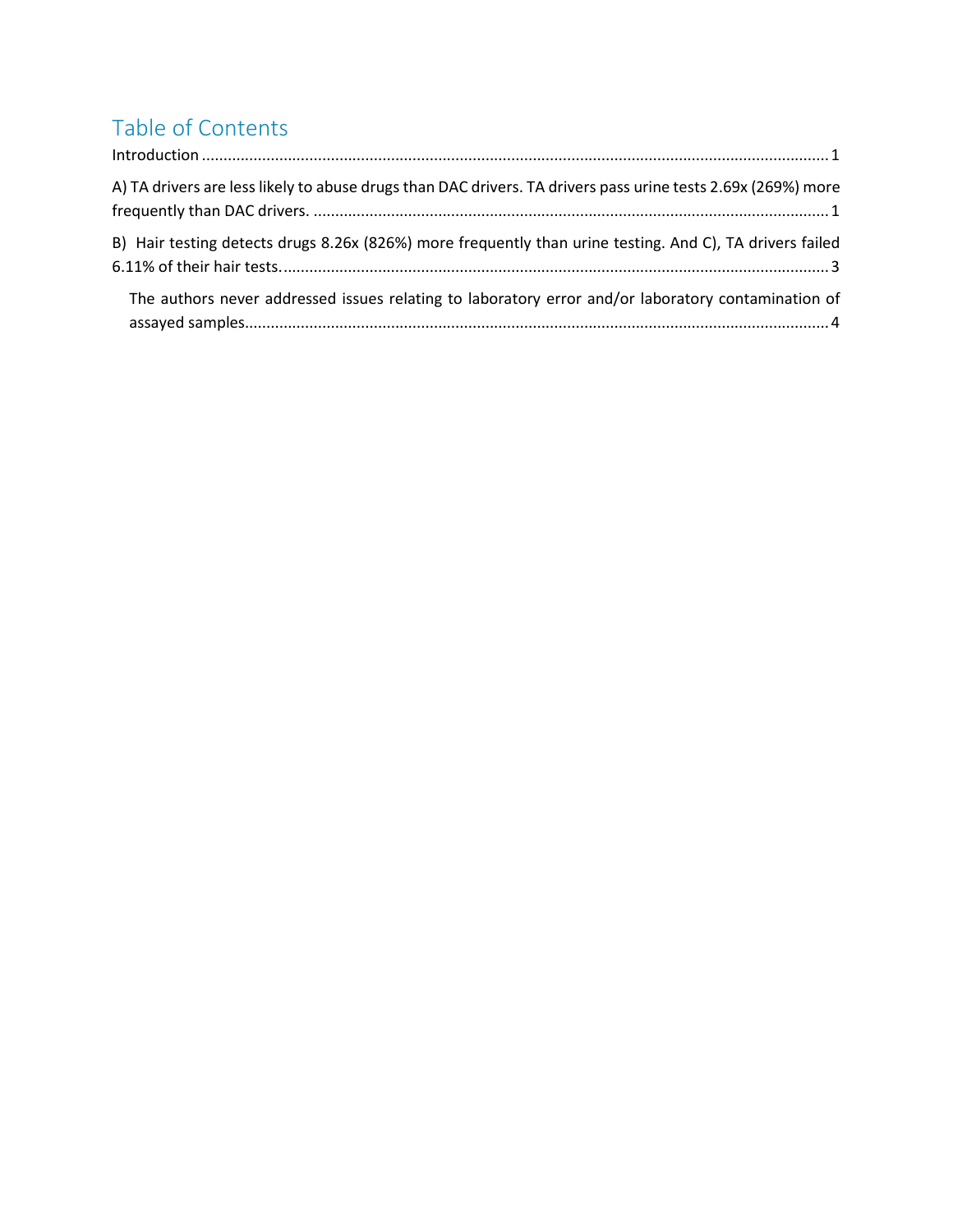# Table of Contents

Introduction ........................................................................................................................................ 1

A) TA drivers are less likely to abuse drugs than DAC drivers. TA drivers pass urine tests 2.69x (269%) more frequently than DAC drivers. ........................................................................................................ 1

B) Hair testing detects drugs 8.26x (826%) more frequently than urine testing. And C), TA drivers failed 6.11% of their hair tests. ........................................................................................................ 3

 The authors never addressed issues relating to laboratory error and/or laboratory contamination of assayed samples........................................................................................................ 4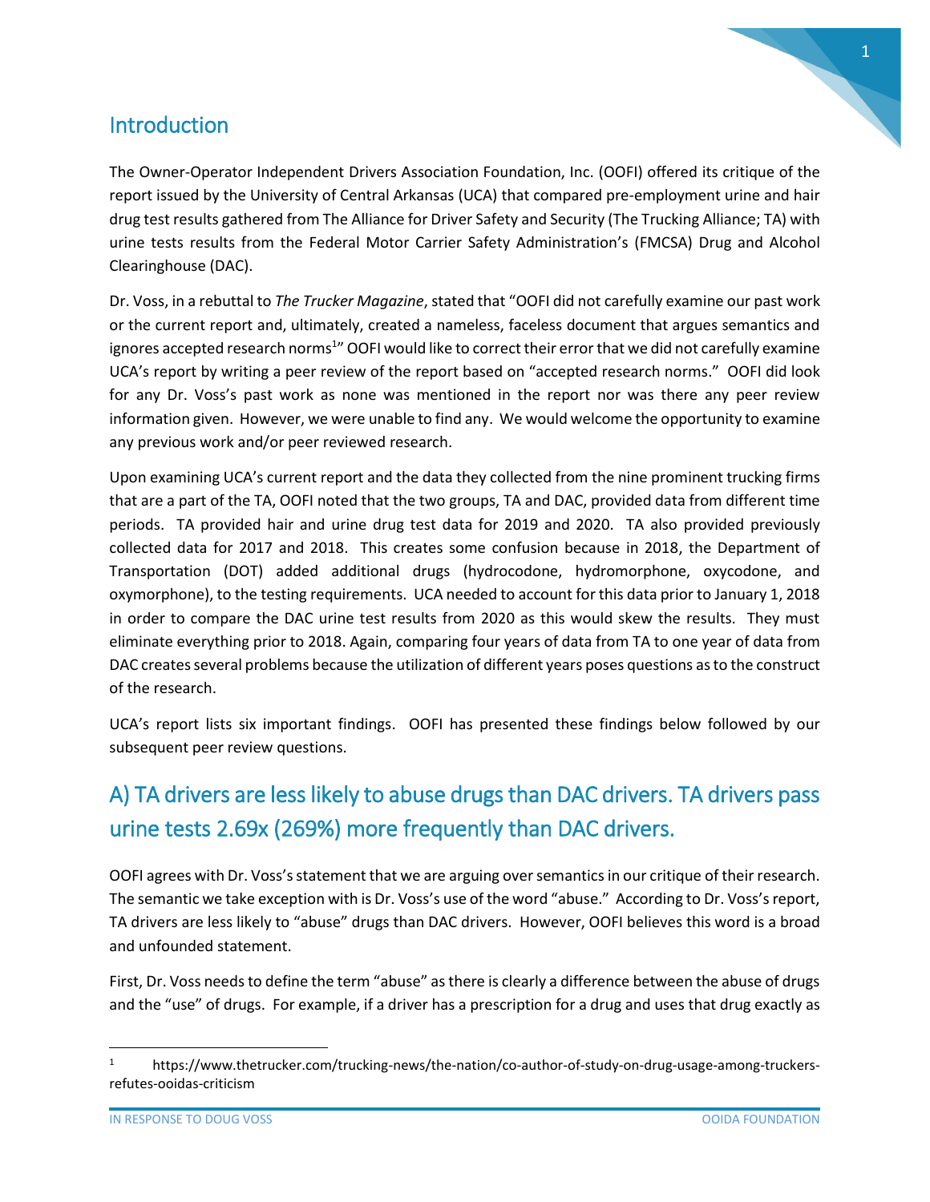## Introduction

The Owner-Operator Independent Drivers Association Foundation, Inc. (OOFI) offered its critique of the report issued by the University of Central Arkansas (UCA) that compared pre-employment urine and hair drug test results gathered from The Alliance for Driver Safety and Security (The Trucking Alliance; TA) with urine tests results from the Federal Motor Carrier Safety Administration's (FMCSA) Drug and Alcohol Clearinghouse (DAC).

Dr. Voss, in a rebuttal to *The Trucker Magazine*, stated that "OOFI did not carefully examine our past work or the current report and, ultimately, created a nameless, faceless document that argues semantics and ignores accepted research norms[1]" OOFI would like to correct their error that we did not carefully examine UCA's report by writing a peer review of the report based on "accepted research norms." OOFI did look for any Dr. Voss's past work as none was mentioned in the report nor was there any peer review information given. However, we were unable to find any. We would welcome the opportunity to examine any previous work and/or peer reviewed research.

Upon examining UCA's current report and the data they collected from the nine prominent trucking firms that are a part of the TA, OOFI noted that the two groups, TA and DAC, provided data from different time periods. TA provided hair and urine drug test data for 2019 and 2020. TA also provided previously collected data for 2017 and 2018. This creates some confusion because in 2018, the Department of Transportation (DOT) added additional drugs (hydrocodone, hydromorphone, oxycodone, and oxymorphone), to the testing requirements. UCA needed to account for this data prior to January 1, 2018 in order to compare the DAC urine test results from 2020 as this would skew the results. They must eliminate everything prior to 2018. Again, comparing four years of data from TA to one year of data from DAC creates several problems because the utilization of different years poses questions as to the construct of the research.

UCA's report lists six important findings. OOFI has presented these findings below followed by our subsequent peer review questions.

## A) TA drivers are less likely to abuse drugs than DAC drivers. TA drivers pass urine tests 2.69x (269%) more frequently than DAC drivers.

OOFI agrees with Dr. Voss's statement that we are arguing over semantics in our critique of their research. The semantic we take exception with is Dr. Voss's use of the word "abuse." According to Dr. Voss's report, TA drivers are less likely to "abuse" drugs than DAC drivers. However, OOFI believes this word is a broad and unfounded statement.

First, Dr. Voss needs to define the term "abuse" as there is clearly a difference between the abuse of drugs and the "use" of drugs. For example, if a driver has a prescription for a drug and uses that drug exactly as

[1] https://www.thetrucker.com/trucking-news/the-nation/co-author-of-study-on-drug-usage-among-truckers-refutes-ooidas-criticism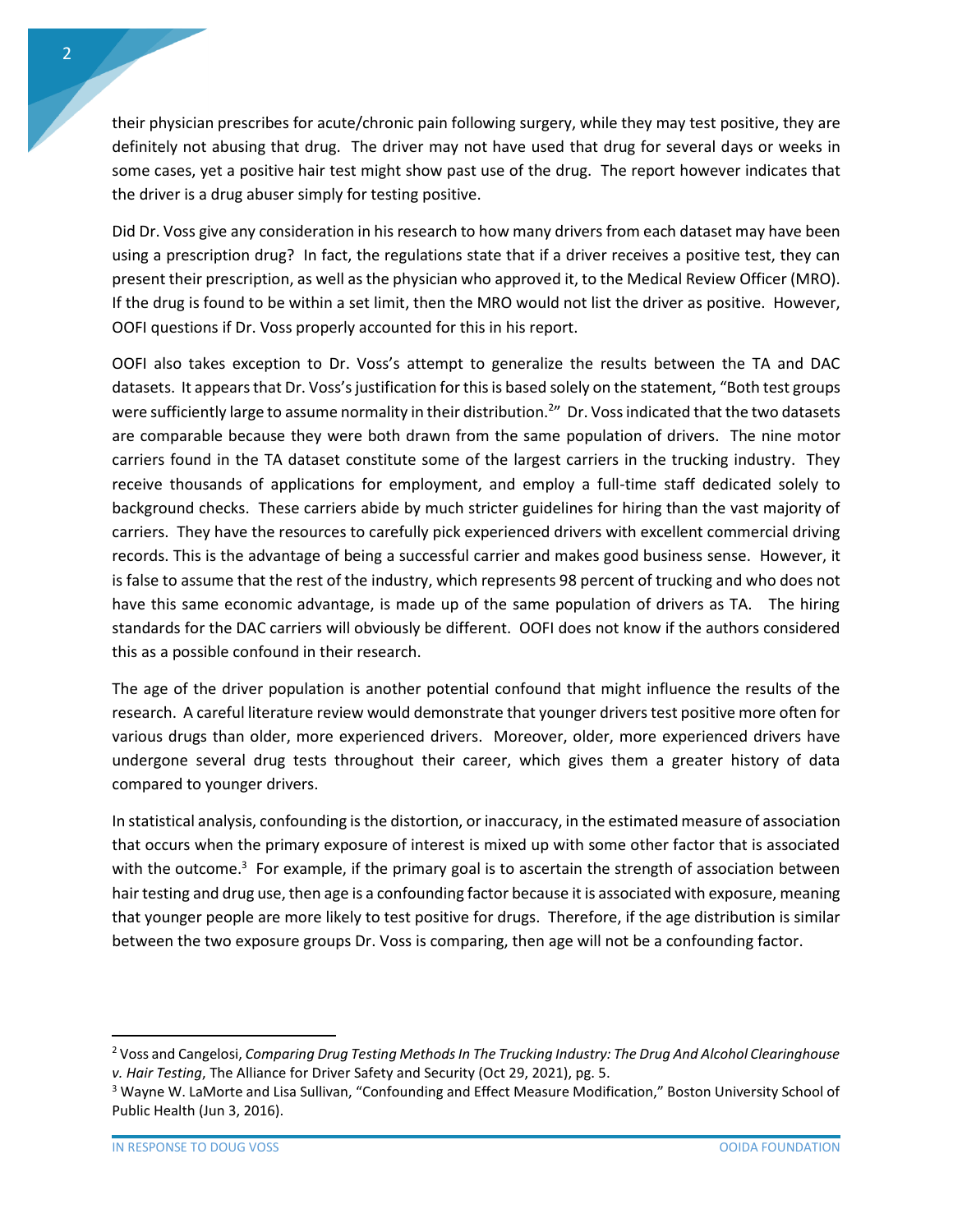their physician prescribes for acute/chronic pain following surgery, while they may test positive, they are definitely not abusing that drug. The driver may not have used that drug for several days or weeks in some cases, yet a positive hair test might show past use of the drug. The report however indicates that the driver is a drug abuser simply for testing positive.

Did Dr. Voss give any consideration in his research to how many drivers from each dataset may have been using a prescription drug? In fact, the regulations state that if a driver receives a positive test, they can present their prescription, as well as the physician who approved it, to the Medical Review Officer (MRO). If the drug is found to be within a set limit, then the MRO would not list the driver as positive. However, OOFI questions if Dr. Voss properly accounted for this in his report.

OOFI also takes exception to Dr. Voss's attempt to generalize the results between the TA and DAC datasets. It appears that Dr. Voss's justification for this is based solely on the statement, "Both test groups were sufficiently large to assume normality in their distribution.[2]" Dr. Voss indicated that the two datasets are comparable because they were both drawn from the same population of drivers. The nine motor carriers found in the TA dataset constitute some of the largest carriers in the trucking industry. They receive thousands of applications for employment, and employ a full-time staff dedicated solely to background checks. These carriers abide by much stricter guidelines for hiring than the vast majority of carriers. They have the resources to carefully pick experienced drivers with excellent commercial driving records. This is the advantage of being a successful carrier and makes good business sense. However, it is false to assume that the rest of the industry, which represents 98 percent of trucking and who does not have this same economic advantage, is made up of the same population of drivers as TA. The hiring standards for the DAC carriers will obviously be different. OOFI does not know if the authors considered this as a possible confound in their research.

The age of the driver population is another potential confound that might influence the results of the research. A careful literature review would demonstrate that younger drivers test positive more often for various drugs than older, more experienced drivers. Moreover, older, more experienced drivers have undergone several drug tests throughout their career, which gives them a greater history of data compared to younger drivers.

In statistical analysis, confounding is the distortion, or inaccuracy, in the estimated measure of association that occurs when the primary exposure of interest is mixed up with some other factor that is associated with the outcome.[3] For example, if the primary goal is to ascertain the strength of association between hair testing and drug use, then age is a confounding factor because it is associated with exposure, meaning that younger people are more likely to test positive for drugs. Therefore, if the age distribution is similar between the two exposure groups Dr. Voss is comparing, then age will not be a confounding factor.

---

[2] Voss and Cangelosi, *Comparing Drug Testing Methods In The Trucking Industry: The Drug And Alcohol Clearinghouse v. Hair Testing*, The Alliance for Driver Safety and Security (Oct 29, 2021), pg. 5.

[3] Wayne W. LaMorte and Lisa Sullivan, "Confounding and Effect Measure Modification," Boston University School of Public Health (Jun 3, 2016).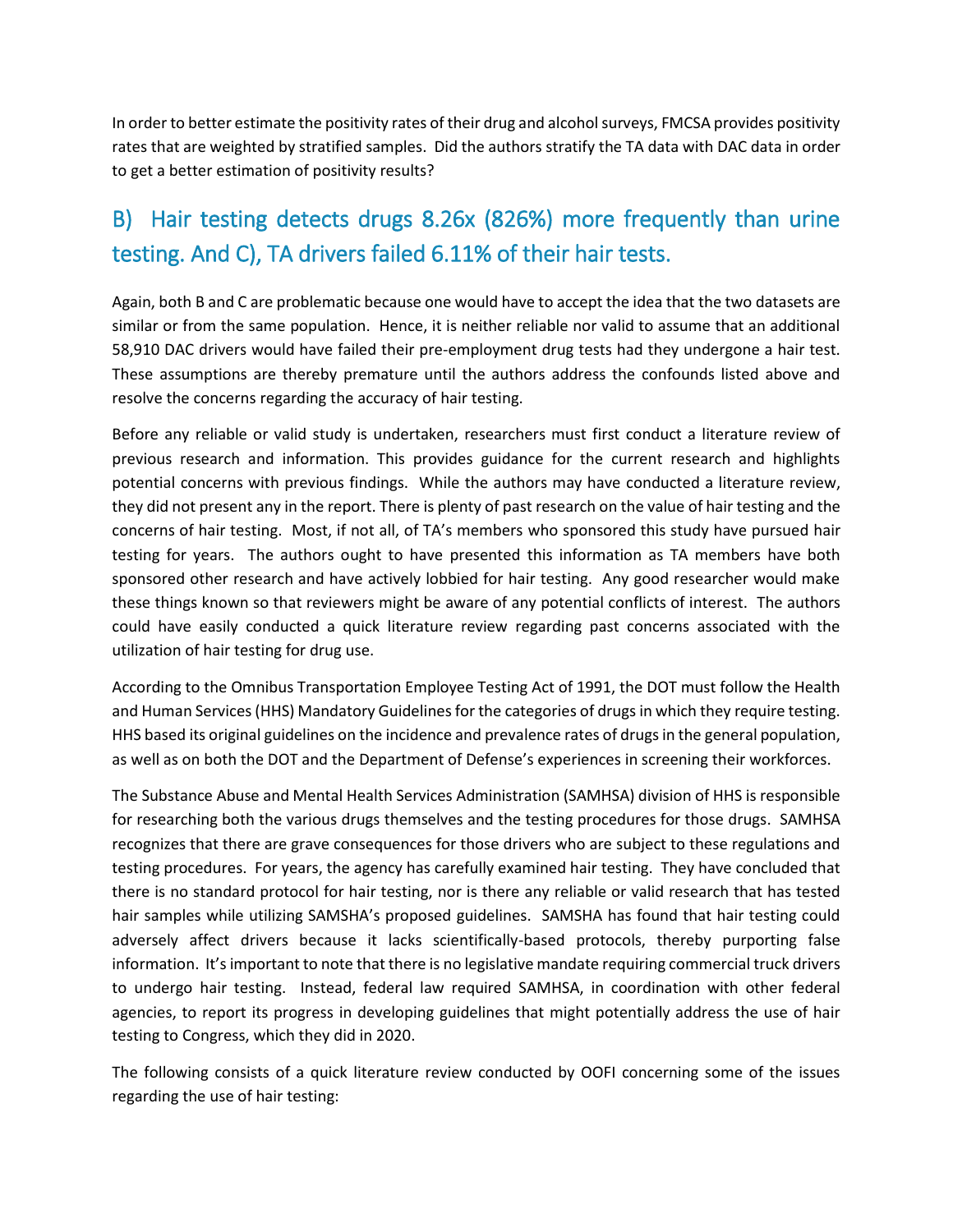In order to better estimate the positivity rates of their drug and alcohol surveys, FMCSA provides positivity rates that are weighted by stratified samples. Did the authors stratify the TA data with DAC data in order to get a better estimation of positivity results?

## B) Hair testing detects drugs 8.26x (826%) more frequently than urine testing. And C), TA drivers failed 6.11% of their hair tests.

Again, both B and C are problematic because one would have to accept the idea that the two datasets are similar or from the same population. Hence, it is neither reliable nor valid to assume that an additional 58,910 DAC drivers would have failed their pre-employment drug tests had they undergone a hair test. These assumptions are thereby premature until the authors address the confounds listed above and resolve the concerns regarding the accuracy of hair testing.

Before any reliable or valid study is undertaken, researchers must first conduct a literature review of previous research and information. This provides guidance for the current research and highlights potential concerns with previous findings. While the authors may have conducted a literature review, they did not present any in the report. There is plenty of past research on the value of hair testing and the concerns of hair testing. Most, if not all, of TA's members who sponsored this study have pursued hair testing for years. The authors ought to have presented this information as TA members have both sponsored other research and have actively lobbied for hair testing. Any good researcher would make these things known so that reviewers might be aware of any potential conflicts of interest. The authors could have easily conducted a quick literature review regarding past concerns associated with the utilization of hair testing for drug use.

According to the Omnibus Transportation Employee Testing Act of 1991, the DOT must follow the Health and Human Services (HHS) Mandatory Guidelines for the categories of drugs in which they require testing. HHS based its original guidelines on the incidence and prevalence rates of drugs in the general population, as well as on both the DOT and the Department of Defense's experiences in screening their workforces.

The Substance Abuse and Mental Health Services Administration (SAMHSA) division of HHS is responsible for researching both the various drugs themselves and the testing procedures for those drugs. SAMHSA recognizes that there are grave consequences for those drivers who are subject to these regulations and testing procedures. For years, the agency has carefully examined hair testing. They have concluded that there is no standard protocol for hair testing, nor is there any reliable or valid research that has tested hair samples while utilizing SAMSHA's proposed guidelines. SAMSHA has found that hair testing could adversely affect drivers because it lacks scientifically-based protocols, thereby purporting false information. It's important to note that there is no legislative mandate requiring commercial truck drivers to undergo hair testing. Instead, federal law required SAMHSA, in coordination with other federal agencies, to report its progress in developing guidelines that might potentially address the use of hair testing to Congress, which they did in 2020.

The following consists of a quick literature review conducted by OOFI concerning some of the issues regarding the use of hair testing: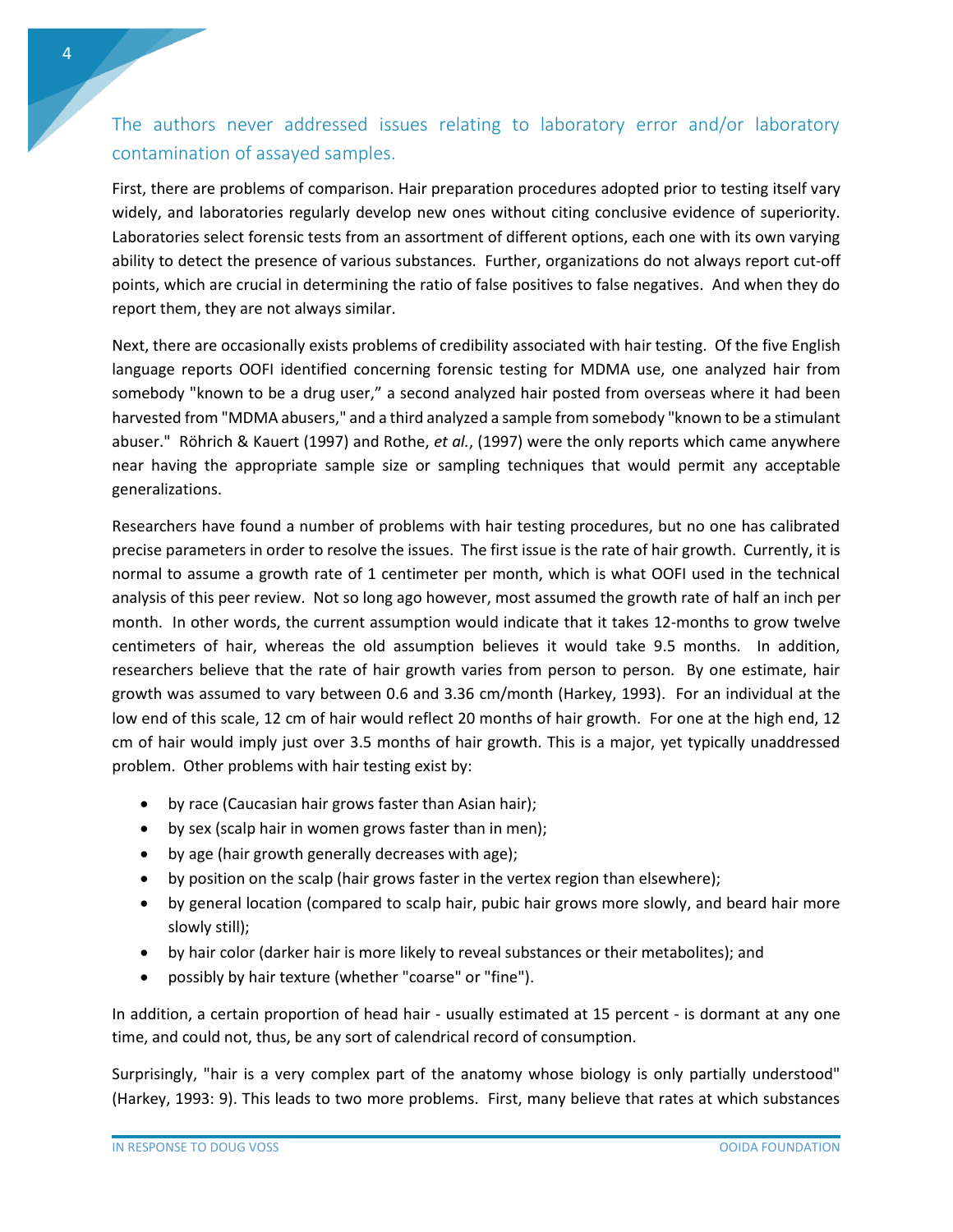## The authors never addressed issues relating to laboratory error and/or laboratory contamination of assayed samples.

First, there are problems of comparison. Hair preparation procedures adopted prior to testing itself vary widely, and laboratories regularly develop new ones without citing conclusive evidence of superiority. Laboratories select forensic tests from an assortment of different options, each one with its own varying ability to detect the presence of various substances. Further, organizations do not always report cut-off points, which are crucial in determining the ratio of false positives to false negatives. And when they do report them, they are not always similar.

Next, there are occasionally exists problems of credibility associated with hair testing. Of the five English language reports OOFI identified concerning forensic testing for MDMA use, one analyzed hair from somebody "known to be a drug user," a second analyzed hair posted from overseas where it had been harvested from "MDMA abusers," and a third analyzed a sample from somebody "known to be a stimulant abuser." Röhrich & Kauert (1997) and Rothe, *et al.*, (1997) were the only reports which came anywhere near having the appropriate sample size or sampling techniques that would permit any acceptable generalizations.

Researchers have found a number of problems with hair testing procedures, but no one has calibrated precise parameters in order to resolve the issues. The first issue is the rate of hair growth. Currently, it is normal to assume a growth rate of 1 centimeter per month, which is what OOFI used in the technical analysis of this peer review. Not so long ago however, most assumed the growth rate of half an inch per month. In other words, the current assumption would indicate that it takes 12-months to grow twelve centimeters of hair, whereas the old assumption believes it would take 9.5 months. In addition, researchers believe that the rate of hair growth varies from person to person. By one estimate, hair growth was assumed to vary between 0.6 and 3.36 cm/month (Harkey, 1993). For an individual at the low end of this scale, 12 cm of hair would reflect 20 months of hair growth. For one at the high end, 12 cm of hair would imply just over 3.5 months of hair growth. This is a major, yet typically unaddressed problem. Other problems with hair testing exist by:

- by race (Caucasian hair grows faster than Asian hair);
- by sex (scalp hair in women grows faster than in men);
- by age (hair growth generally decreases with age);
- by position on the scalp (hair grows faster in the vertex region than elsewhere);
- by general location (compared to scalp hair, pubic hair grows more slowly, and beard hair more slowly still);
- by hair color (darker hair is more likely to reveal substances or their metabolites); and
- possibly by hair texture (whether "coarse" or "fine").

In addition, a certain proportion of head hair - usually estimated at 15 percent - is dormant at any one time, and could not, thus, be any sort of calendrical record of consumption.

Surprisingly, "hair is a very complex part of the anatomy whose biology is only partially understood" (Harkey, 1993: 9). This leads to two more problems. First, many believe that rates at which substances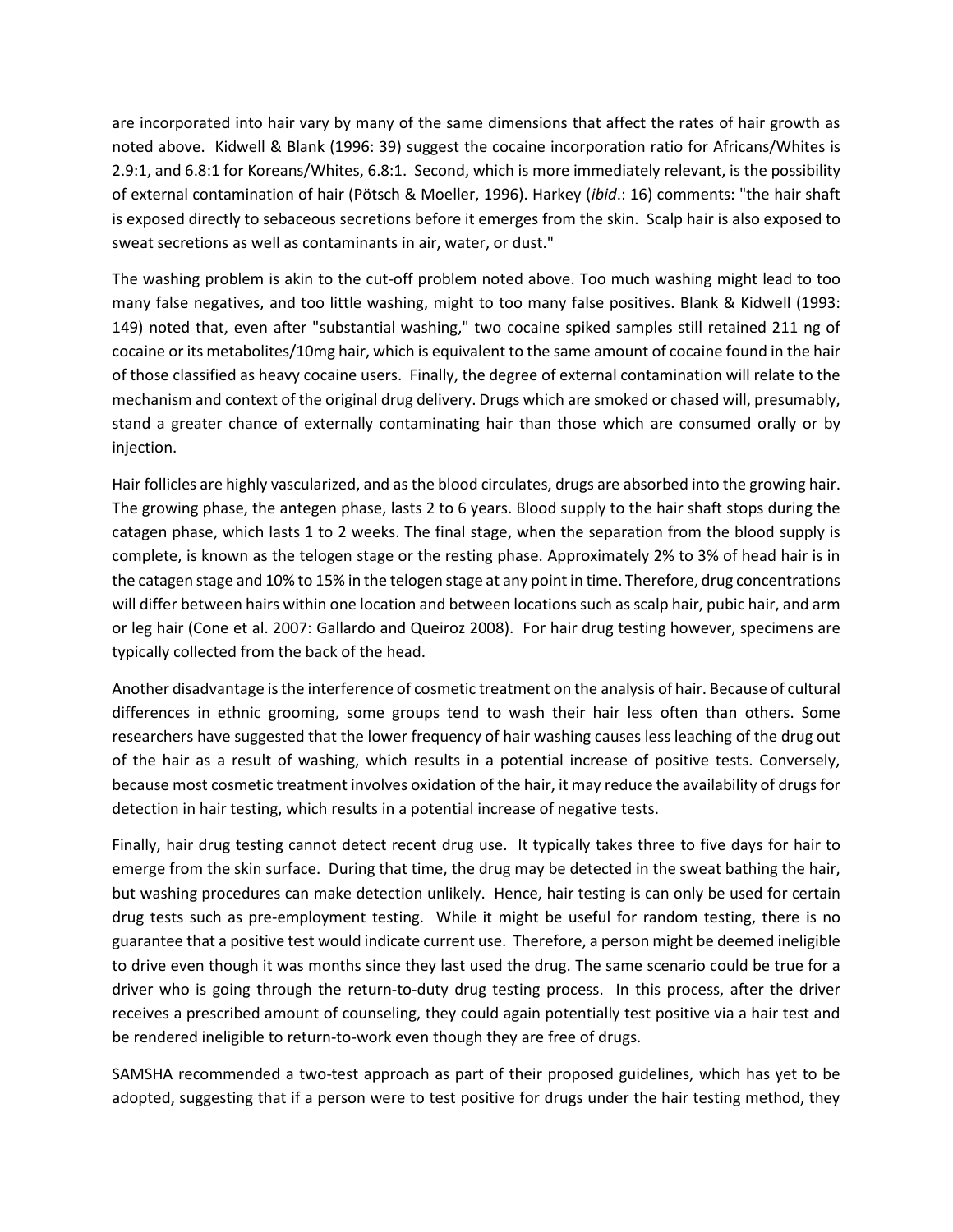are incorporated into hair vary by many of the same dimensions that affect the rates of hair growth as noted above. Kidwell & Blank (1996: 39) suggest the cocaine incorporation ratio for Africans/Whites is 2.9:1, and 6.8:1 for Koreans/Whites, 6.8:1. Second, which is more immediately relevant, is the possibility of external contamination of hair (Pötsch & Moeller, 1996). Harkey (*ibid*.: 16) comments: "the hair shaft is exposed directly to sebaceous secretions before it emerges from the skin. Scalp hair is also exposed to sweat secretions as well as contaminants in air, water, or dust."

The washing problem is akin to the cut-off problem noted above. Too much washing might lead to too many false negatives, and too little washing, might to too many false positives. Blank & Kidwell (1993: 149) noted that, even after "substantial washing," two cocaine spiked samples still retained 211 ng of cocaine or its metabolites/10mg hair, which is equivalent to the same amount of cocaine found in the hair of those classified as heavy cocaine users. Finally, the degree of external contamination will relate to the mechanism and context of the original drug delivery. Drugs which are smoked or chased will, presumably, stand a greater chance of externally contaminating hair than those which are consumed orally or by injection.

Hair follicles are highly vascularized, and as the blood circulates, drugs are absorbed into the growing hair. The growing phase, the antegen phase, lasts 2 to 6 years. Blood supply to the hair shaft stops during the catagen phase, which lasts 1 to 2 weeks. The final stage, when the separation from the blood supply is complete, is known as the telogen stage or the resting phase. Approximately 2% to 3% of head hair is in the catagen stage and 10% to 15% in the telogen stage at any point in time. Therefore, drug concentrations will differ between hairs within one location and between locations such as scalp hair, pubic hair, and arm or leg hair (Cone et al. 2007: Gallardo and Queiroz 2008). For hair drug testing however, specimens are typically collected from the back of the head.

Another disadvantage is the interference of cosmetic treatment on the analysis of hair. Because of cultural differences in ethnic grooming, some groups tend to wash their hair less often than others. Some researchers have suggested that the lower frequency of hair washing causes less leaching of the drug out of the hair as a result of washing, which results in a potential increase of positive tests. Conversely, because most cosmetic treatment involves oxidation of the hair, it may reduce the availability of drugs for detection in hair testing, which results in a potential increase of negative tests.

Finally, hair drug testing cannot detect recent drug use. It typically takes three to five days for hair to emerge from the skin surface. During that time, the drug may be detected in the sweat bathing the hair, but washing procedures can make detection unlikely. Hence, hair testing is can only be used for certain drug tests such as pre-employment testing. While it might be useful for random testing, there is no guarantee that a positive test would indicate current use. Therefore, a person might be deemed ineligible to drive even though it was months since they last used the drug. The same scenario could be true for a driver who is going through the return-to-duty drug testing process. In this process, after the driver receives a prescribed amount of counseling, they could again potentially test positive via a hair test and be rendered ineligible to return-to-work even though they are free of drugs.

SAMSHA recommended a two-test approach as part of their proposed guidelines, which has yet to be adopted, suggesting that if a person were to test positive for drugs under the hair testing method, they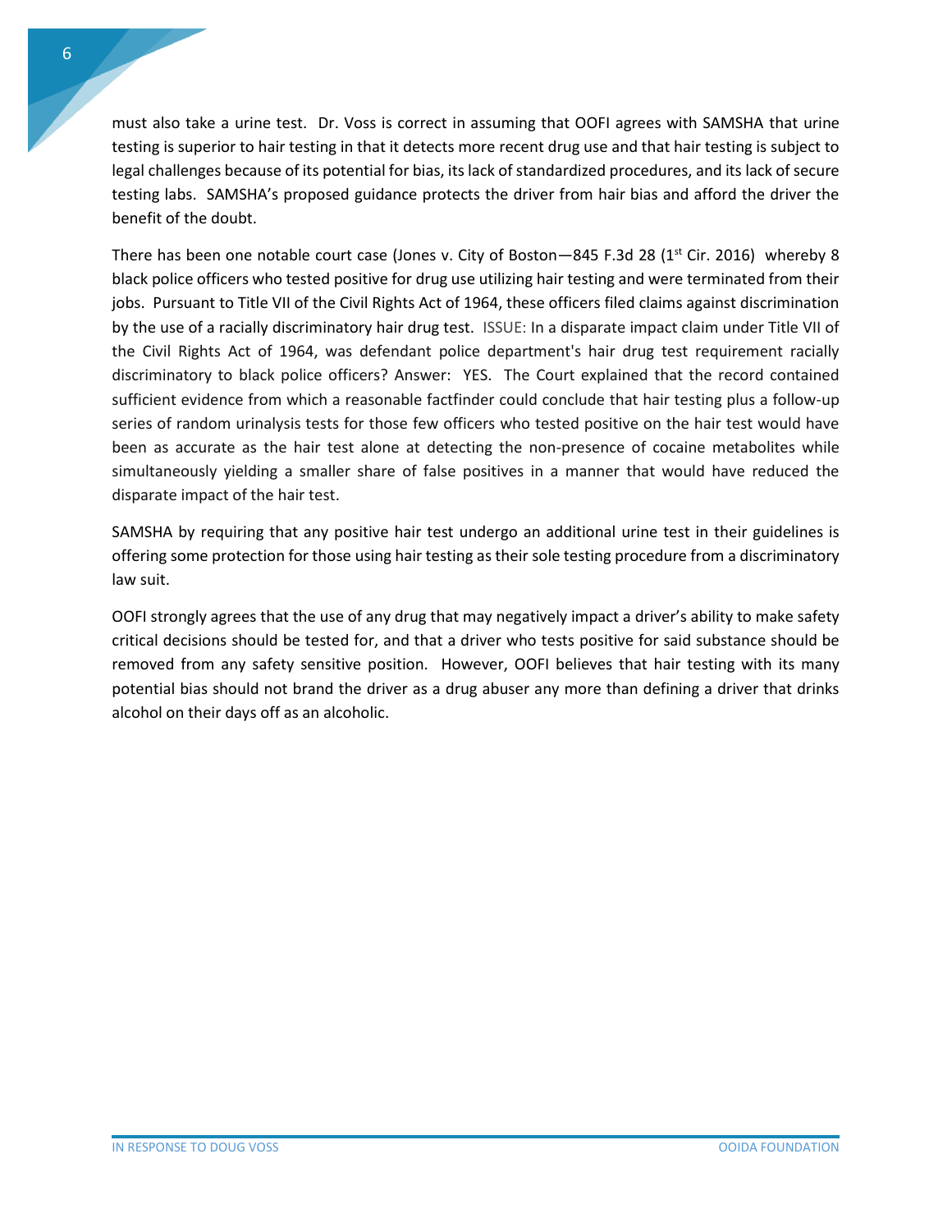must also take a urine test. Dr. Voss is correct in assuming that OOFI agrees with SAMSHA that urine testing is superior to hair testing in that it detects more recent drug use and that hair testing is subject to legal challenges because of its potential for bias, its lack of standardized procedures, and its lack of secure testing labs. SAMSHA's proposed guidance protects the driver from hair bias and afford the driver the benefit of the doubt.

There has been one notable court case (Jones v. City of Boston—845 F.3d 28 (1st Cir. 2016) whereby 8 black police officers who tested positive for drug use utilizing hair testing and were terminated from their jobs. Pursuant to Title VII of the Civil Rights Act of 1964, these officers filed claims against discrimination by the use of a racially discriminatory hair drug test. ISSUE: In a disparate impact claim under Title VII of the Civil Rights Act of 1964, was defendant police department's hair drug test requirement racially discriminatory to black police officers? Answer: YES. The Court explained that the record contained sufficient evidence from which a reasonable factfinder could conclude that hair testing plus a follow-up series of random urinalysis tests for those few officers who tested positive on the hair test would have been as accurate as the hair test alone at detecting the non-presence of cocaine metabolites while simultaneously yielding a smaller share of false positives in a manner that would have reduced the disparate impact of the hair test.

SAMSHA by requiring that any positive hair test undergo an additional urine test in their guidelines is offering some protection for those using hair testing as their sole testing procedure from a discriminatory law suit.

OOFI strongly agrees that the use of any drug that may negatively impact a driver's ability to make safety critical decisions should be tested for, and that a driver who tests positive for said substance should be removed from any safety sensitive position. However, OOFI believes that hair testing with its many potential bias should not brand the driver as a drug abuser any more than defining a driver that drinks alcohol on their days off as an alcoholic.